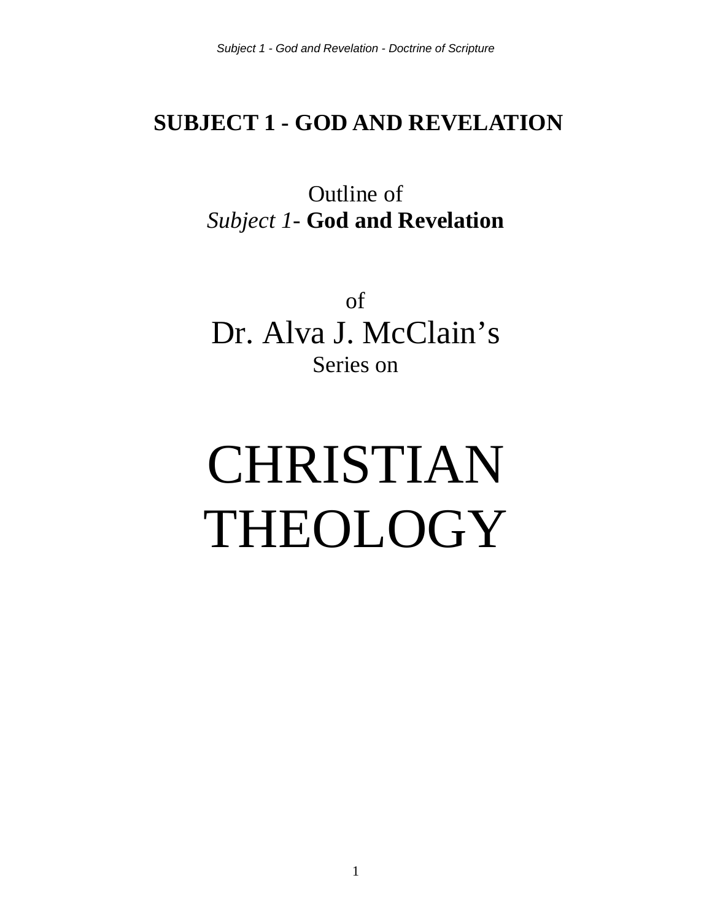# SUBJECT 1 - GOD AND REVELATION

Outline of
*Subject 1*- **God and Revelation**

of
Dr. Alva J. McClain's
Series on

# CHRISTIAN THEOLOGY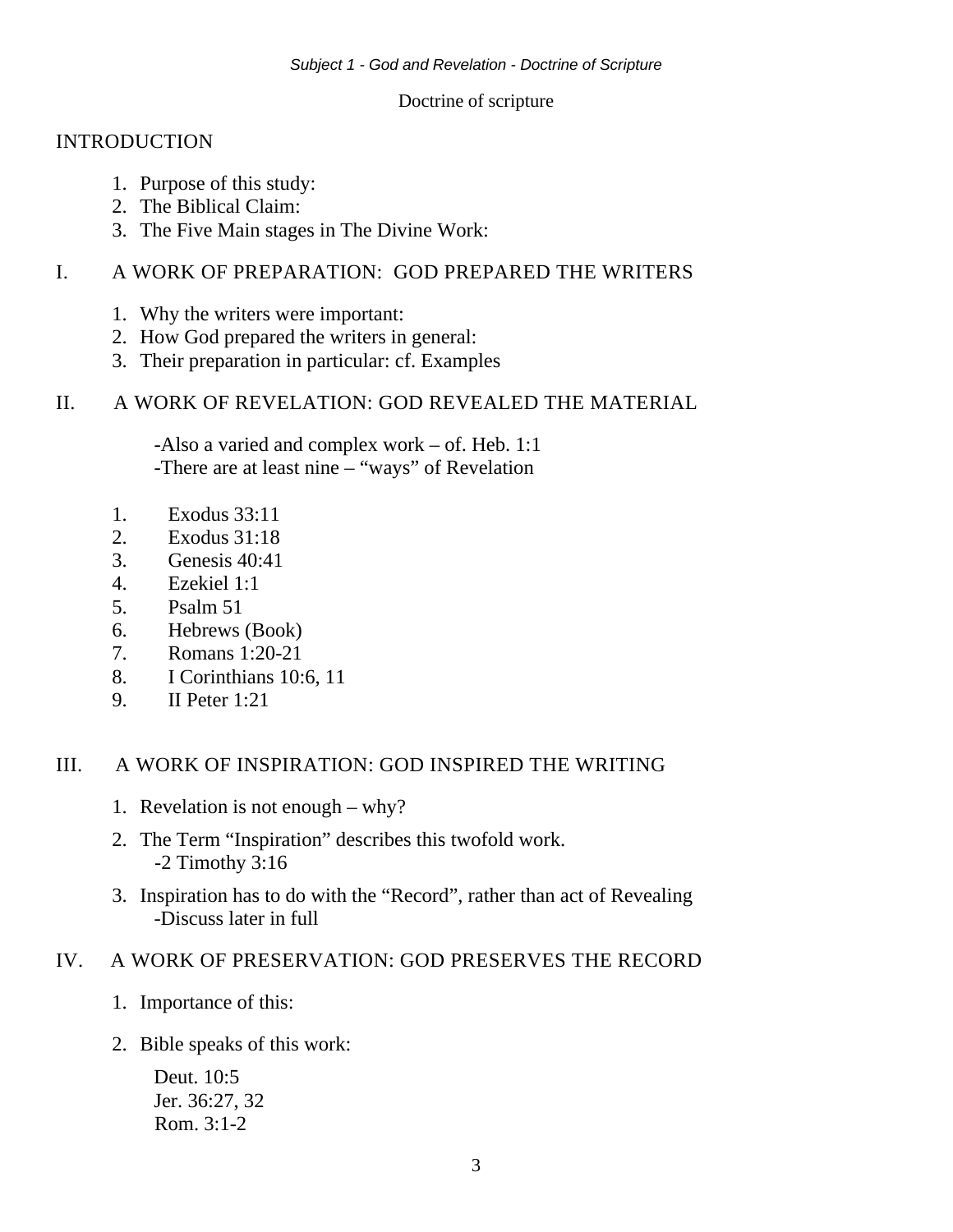Doctrine of scripture

## INTRODUCTION

1. Purpose of this study:
2. The Biblical Claim:
3. The Five Main stages in The Divine Work:

## I. A WORK OF PREPARATION: GOD PREPARED THE WRITERS

1. Why the writers were important:
2. How God prepared the writers in general:
3. Their preparation in particular: cf. Examples

## II. A WORK OF REVELATION: GOD REVEALED THE MATERIAL

-Also a varied and complex work – of. Heb. 1:1
-There are at least nine – "ways" of Revelation

1. Exodus 33:11
2. Exodus 31:18
3. Genesis 40:41
4. Ezekiel 1:1
5. Psalm 51
6. Hebrews (Book)
7. Romans 1:20-21
8. I Corinthians 10:6, 11
9. II Peter 1:21

## III. A WORK OF INSPIRATION: GOD INSPIRED THE WRITING

1. Revelation is not enough – why?
2. The Term "Inspiration" describes this twofold work.
   -2 Timothy 3:16
3. Inspiration has to do with the "Record", rather than act of Revealing
   -Discuss later in full

## IV. A WORK OF PRESERVATION: GOD PRESERVES THE RECORD

1. Importance of this:
2. Bible speaks of this work:

   Deut. 10:5
   Jer. 36:27, 32
   Rom. 3:1-2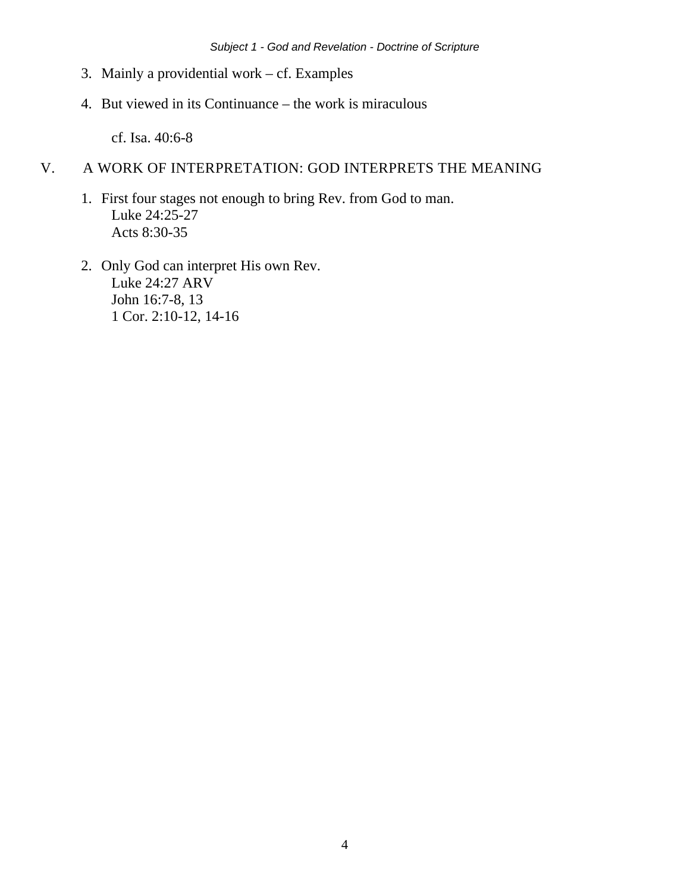3. Mainly a providential work – cf. Examples

4. But viewed in its Continuance – the work is miraculous

   cf. Isa. 40:6-8

## V. A WORK OF INTERPRETATION: GOD INTERPRETS THE MEANING

1. First four stages not enough to bring Rev. from God to man.
   Luke 24:25-27
   Acts 8:30-35

2. Only God can interpret His own Rev.
   Luke 24:27 ARV
   John 16:7-8, 13
   1 Cor. 2:10-12, 14-16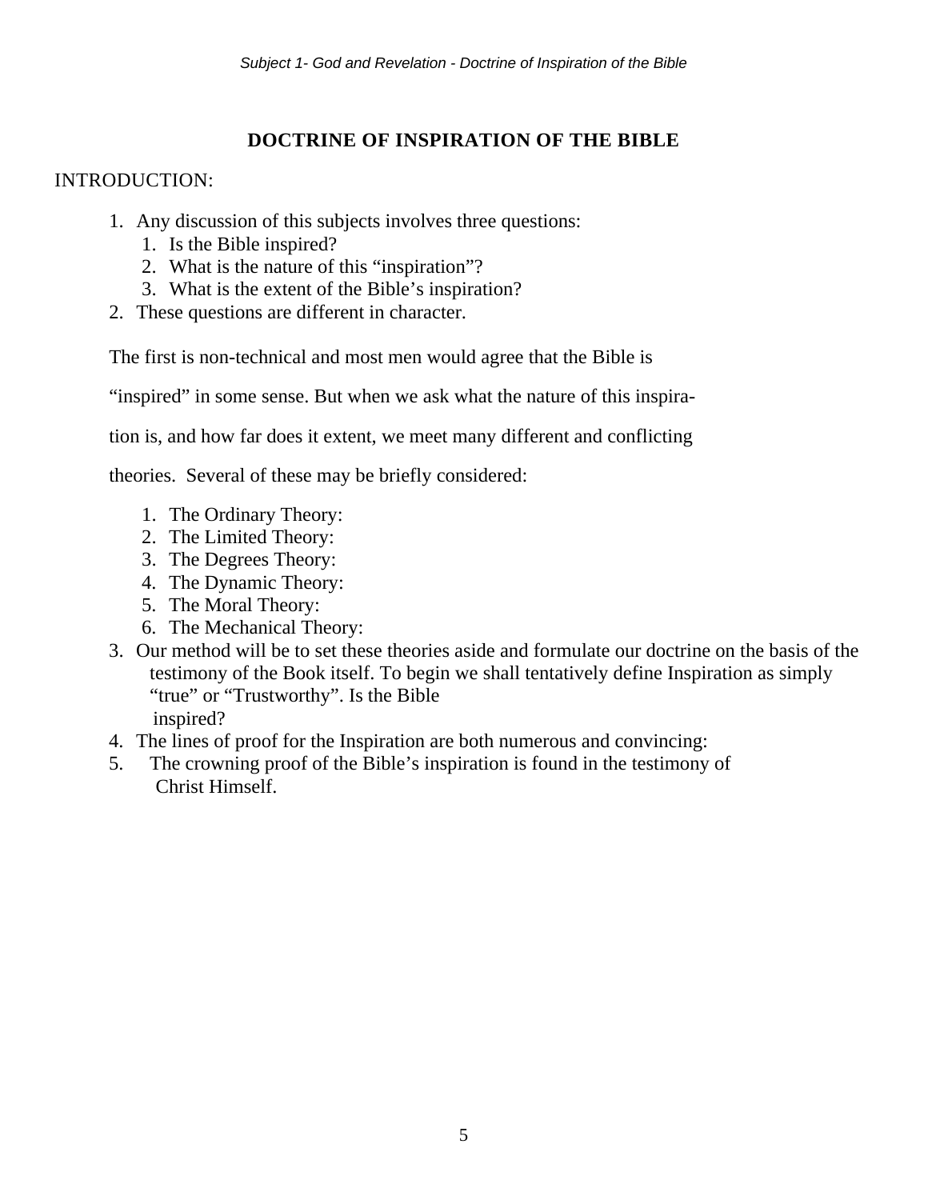# DOCTRINE OF INSPIRATION OF THE BIBLE

INTRODUCTION:

1. Any discussion of this subjects involves three questions:
    1. Is the Bible inspired?
    2. What is the nature of this “inspiration”?
    3. What is the extent of the Bible’s inspiration?
2. These questions are different in character.

The first is non-technical and most men would agree that the Bible is “inspired” in some sense. But when we ask what the nature of this inspiration is, and how far does it extent, we meet many different and conflicting theories. Several of these may be briefly considered:

1. The Ordinary Theory:
2. The Limited Theory:
3. The Degrees Theory:
4. The Dynamic Theory:
5. The Moral Theory:
6. The Mechanical Theory:

3. Our method will be to set these theories aside and formulate our doctrine on the basis of the testimony of the Book itself. To begin we shall tentatively define Inspiration as simply “true” or “Trustworthy”. Is the Bible inspired?
4. The lines of proof for the Inspiration are both numerous and convincing:
5. The crowning proof of the Bible’s inspiration is found in the testimony of Christ Himself.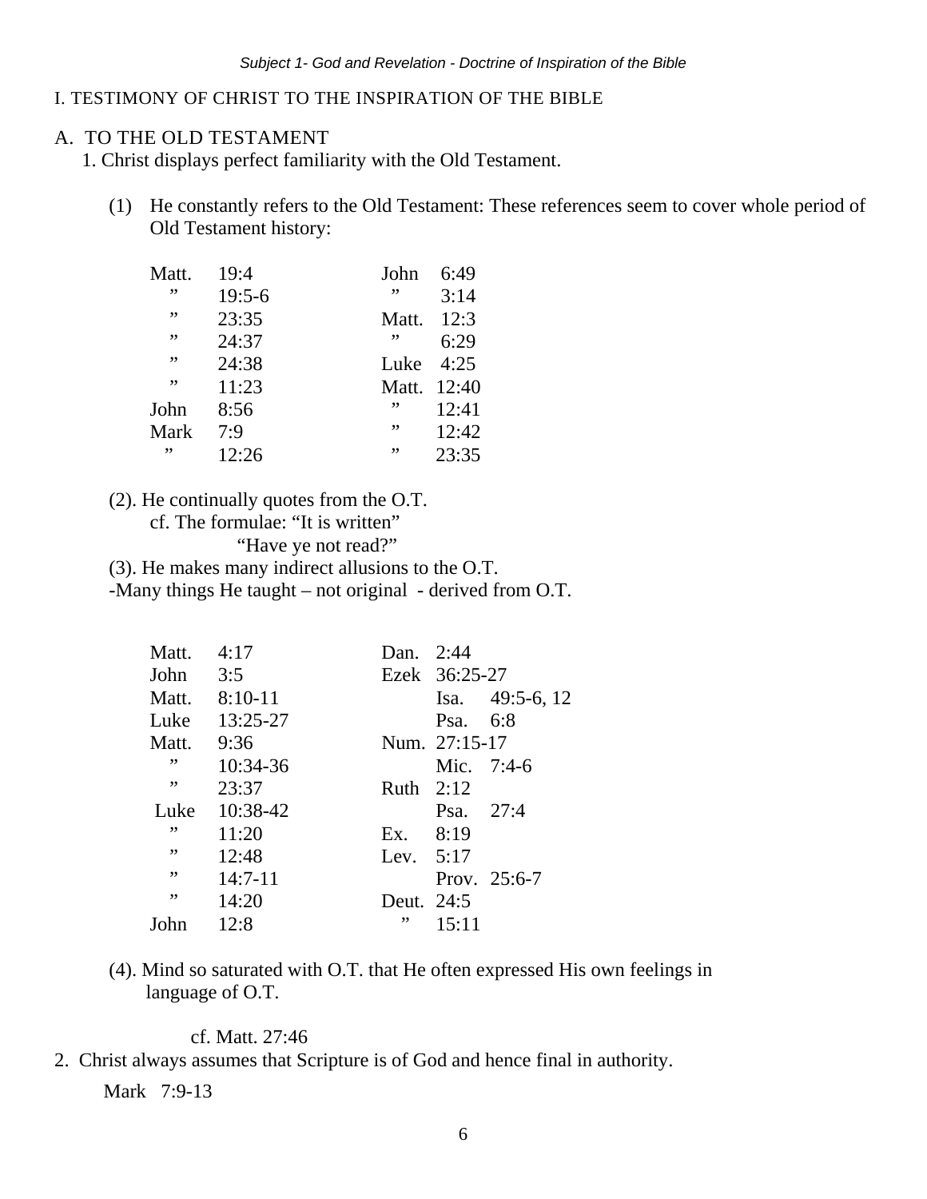I. TESTIMONY OF CHRIST TO THE INSPIRATION OF THE BIBLE

A. TO THE OLD TESTAMENT

1. Christ displays perfect familiarity with the Old Testament.

(1) He constantly refers to the Old Testament: These references seem to cover whole period of Old Testament history:

| | | | |
|---|---|---|---|
| Matt. | 19:4 | John | 6:49 |
| ” | 19:5-6 | ” | 3:14 |
| ” | 23:35 | Matt. | 12:3 |
| ” | 24:37 | ” | 6:29 |
| ” | 24:38 | Luke | 4:25 |
| ” | 11:23 | Matt. | 12:40 |
| John | 8:56 | ” | 12:41 |
| Mark | 7:9 | ” | 12:42 |
| ” | 12:26 | ” | 23:35 |

(2). He continually quotes from the O.T.
cf. The formulae: “It is written”
“Have ye not read?”

(3). He makes many indirect allusions to the O.T.
-Many things He taught – not original - derived from O.T.

| | | | |
|---|---|---|---|
| Matt. | 4:17 | Dan. | 2:44 |
| John | 3:5 | Ezek | 36:25-27 |
| Matt. | 8:10-11 | Isa. | 49:5-6, 12 |
| Luke | 13:25-27 | Psa. | 6:8 |
| Matt. | 9:36 | Num. | 27:15-17 |
| ” | 10:34-36 | Mic. | 7:4-6 |
| ” | 23:37 | Ruth | 2:12 |
| Luke | 10:38-42 | Psa. | 27:4 |
| ” | 11:20 | Ex. | 8:19 |
| ” | 12:48 | Lev. | 5:17 |
| ” | 14:7-11 | Prov. | 25:6-7 |
| ” | 14:20 | Deut. | 24:5 |
| John | 12:8 | ” | 15:11 |

(4). Mind so saturated with O.T. that He often expressed His own feelings in language of O.T.

cf. Matt. 27:46

2. Christ always assumes that Scripture is of God and hence final in authority.

Mark 7:9-13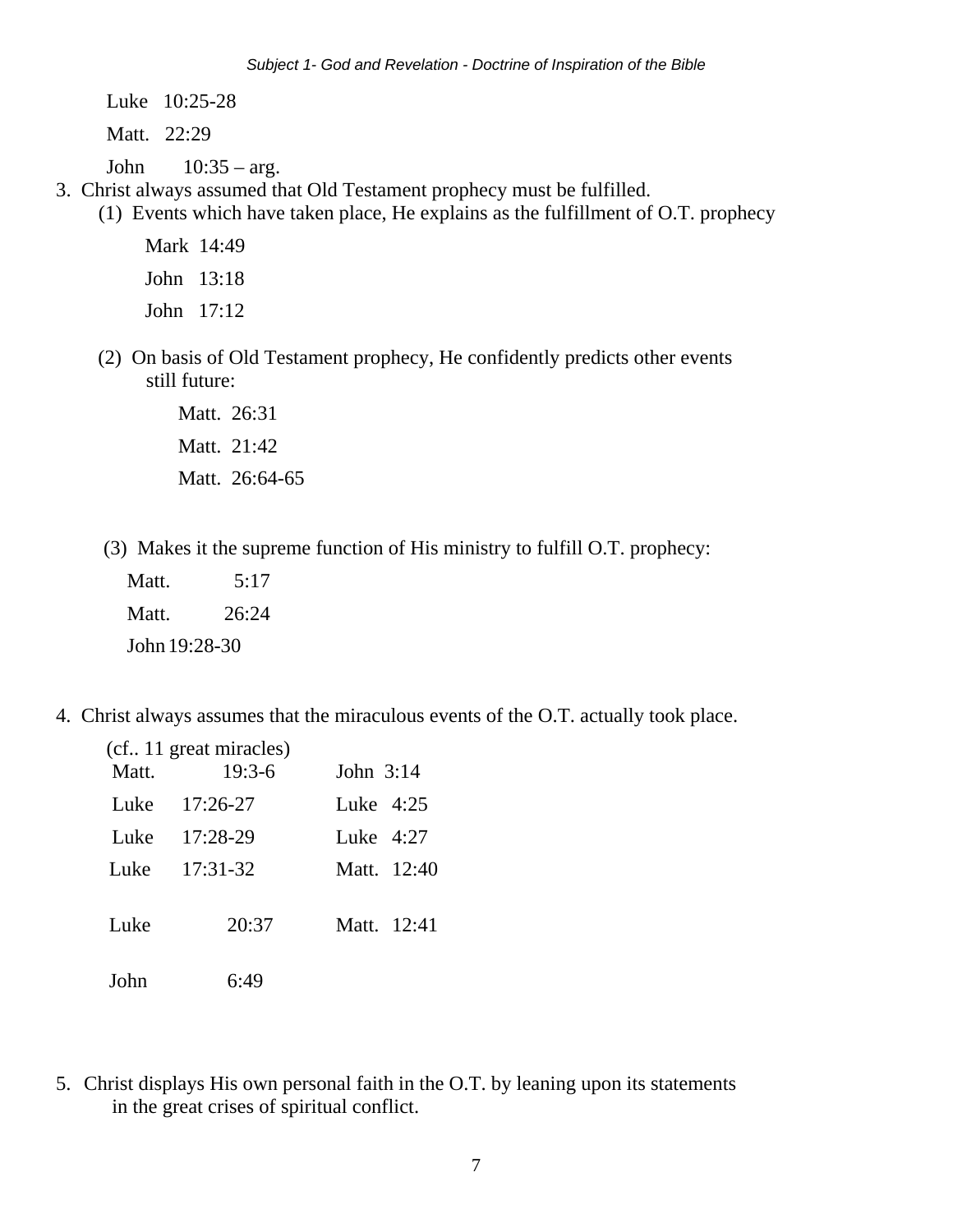Luke 10:25-28

Matt. 22:29

John 10:35 – arg.

3. Christ always assumed that Old Testament prophecy must be fulfilled.

   (1) Events which have taken place, He explains as the fulfillment of O.T. prophecy

      Mark 14:49

      John 13:18

      John 17:12

   (2) On basis of Old Testament prophecy, He confidently predicts other events still future:

      Matt. 26:31

      Matt. 21:42

      Matt. 26:64-65

   (3) Makes it the supreme function of His ministry to fulfill O.T. prophecy:

      Matt. 5:17

      Matt. 26:24

      John 19:28-30

4. Christ always assumes that the miraculous events of the O.T. actually took place.

   (cf.. 11 great miracles)

| | |
|---|---|
| Matt. 19:3-6 | John 3:14 |
| Luke 17:26-27 | Luke 4:25 |
| Luke 17:28-29 | Luke 4:27 |
| Luke 17:31-32 | Matt. 12:40 |
| Luke 20:37 | Matt. 12:41 |
| John 6:49 | |

5. Christ displays His own personal faith in the O.T. by leaning upon its statements in the great crises of spiritual conflict.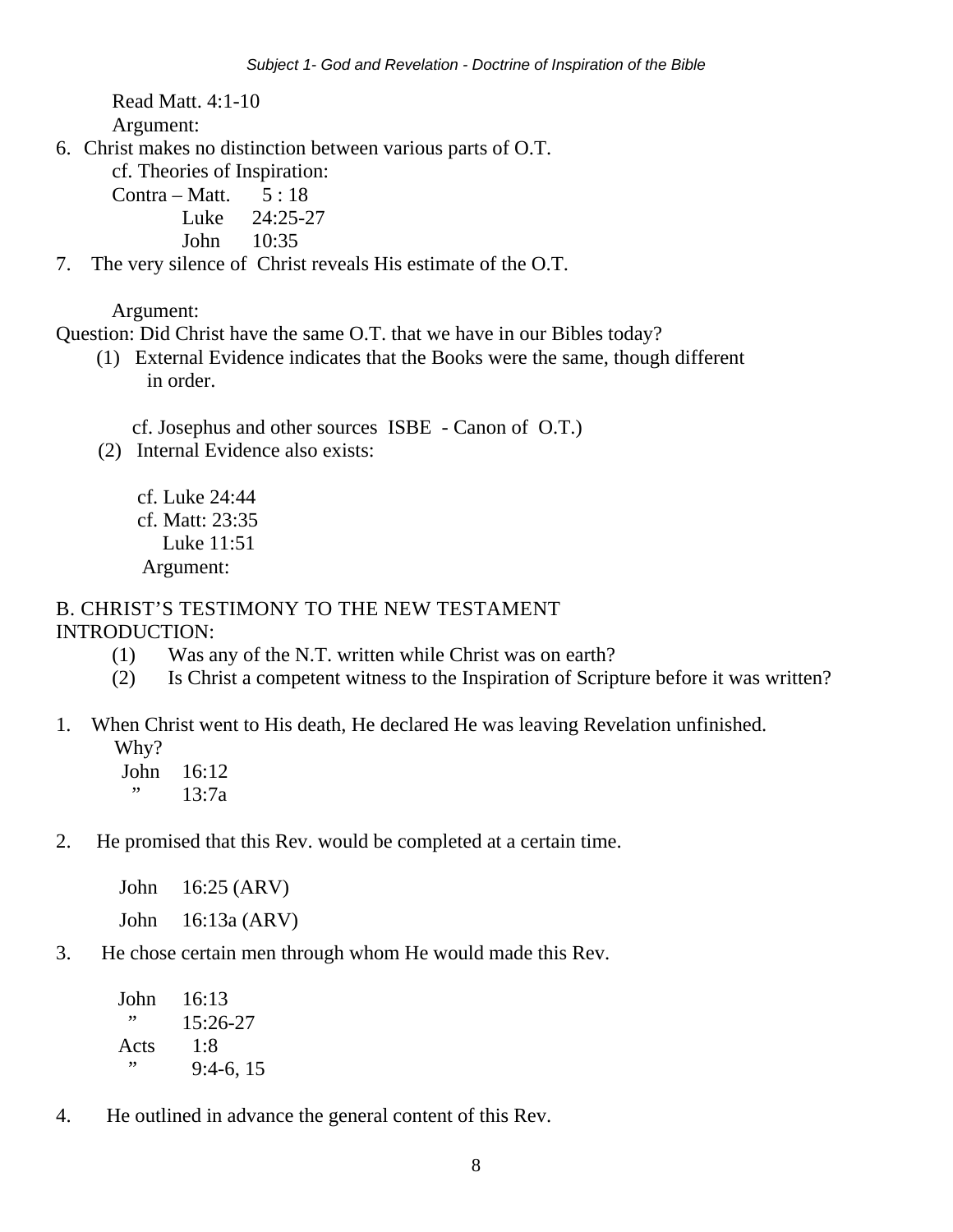Read Matt. 4:1-10

Argument:

6. Christ makes no distinction between various parts of O.T.

   cf. Theories of Inspiration:

   Contra – Matt. 5 : 18
   Luke 24:25-27
   John 10:35

7. The very silence of Christ reveals His estimate of the O.T.

   Argument:

Question: Did Christ have the same O.T. that we have in our Bibles today?

(1) External Evidence indicates that the Books were the same, though different in order.

   cf. Josephus and other sources ISBE - Canon of O.T.)

(2) Internal Evidence also exists:

   cf. Luke 24:44
   cf. Matt: 23:35
   Luke 11:51
   Argument:

B. CHRIST'S TESTIMONY TO THE NEW TESTAMENT

INTRODUCTION:

(1) Was any of the N.T. written while Christ was on earth?

(2) Is Christ a competent witness to the Inspiration of Scripture before it was written?

1. When Christ went to His death, He declared He was leaving Revelation unfinished.

   Why?

   John 16:12
   " 13:7a

2. He promised that this Rev. would be completed at a certain time.

   John 16:25 (ARV)

   John 16:13a (ARV)

3. He chose certain men through whom He would made this Rev.

   John 16:13
   " 15:26-27
   Acts 1:8
   " 9:4-6, 15

4. He outlined in advance the general content of this Rev.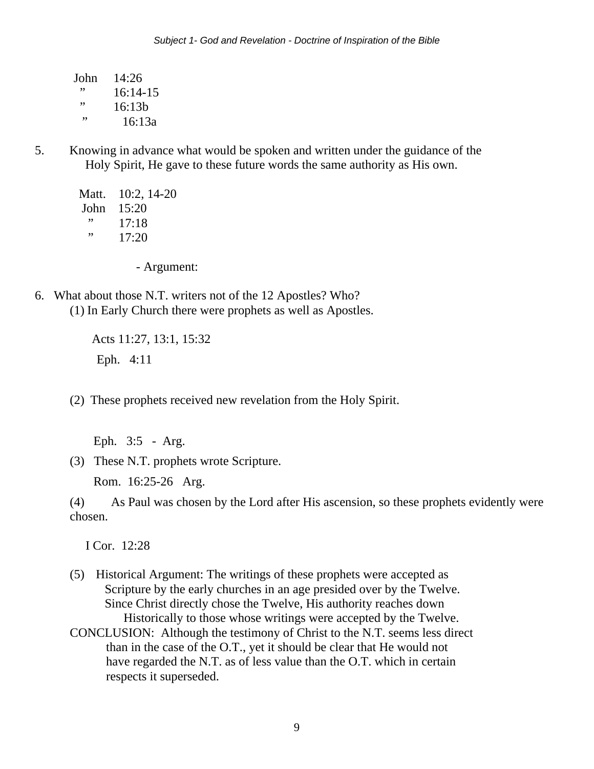John 14:26
" 16:14-15
" 16:13b
" 16:13a

5. Knowing in advance what would be spoken and written under the guidance of the Holy Spirit, He gave to these future words the same authority as His own.

Matt. 10:2, 14-20
John 15:20
" 17:18
" 17:20

- Argument:

6. What about those N.T. writers not of the 12 Apostles? Who?

(1) In Early Church there were prophets as well as Apostles.

Acts 11:27, 13:1, 15:32
Eph. 4:11

(2) These prophets received new revelation from the Holy Spirit.

Eph. 3:5 - Arg.

(3) These N.T. prophets wrote Scripture.

Rom. 16:25-26 Arg.

(4) As Paul was chosen by the Lord after His ascension, so these prophets evidently were chosen.

I Cor. 12:28

(5) Historical Argument: The writings of these prophets were accepted as Scripture by the early churches in an age presided over by the Twelve. Since Christ directly chose the Twelve, His authority reaches down Historically to those whose writings were accepted by the Twelve.

CONCLUSION: Although the testimony of Christ to the N.T. seems less direct than in the case of the O.T., yet it should be clear that He would not have regarded the N.T. as of less value than the O.T. which in certain respects it superseded.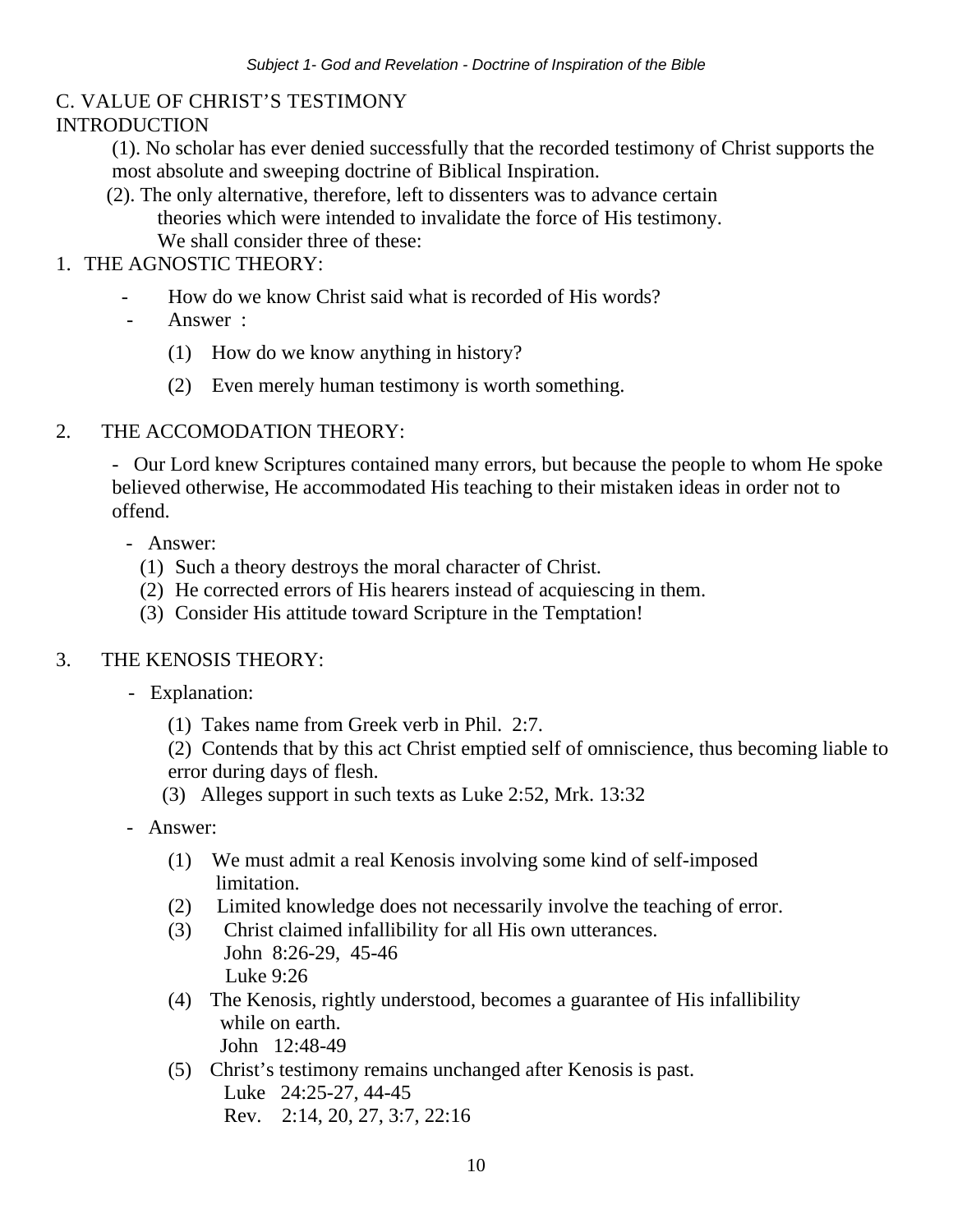## C. VALUE OF CHRIST'S TESTIMONY

### INTRODUCTION

(1). No scholar has ever denied successfully that the recorded testimony of Christ supports the most absolute and sweeping doctrine of Biblical Inspiration.

(2). The only alternative, therefore, left to dissenters was to advance certain theories which were intended to invalidate the force of His testimony. We shall consider three of these:

### 1. THE AGNOSTIC THEORY:

- How do we know Christ said what is recorded of His words?
- Answer :
  - (1) How do we know anything in history?
  - (2) Even merely human testimony is worth something.

### 2. THE ACCOMODATION THEORY:

- Our Lord knew Scriptures contained many errors, but because the people to whom He spoke believed otherwise, He accommodated His teaching to their mistaken ideas in order not to offend.

- Answer:
  - (1) Such a theory destroys the moral character of Christ.
  - (2) He corrected errors of His hearers instead of acquiescing in them.
  - (3) Consider His attitude toward Scripture in the Temptation!

### 3. THE KENOSIS THEORY:

- Explanation:
  - (1) Takes name from Greek verb in Phil. 2:7.
  - (2) Contends that by this act Christ emptied self of omniscience, thus becoming liable to error during days of flesh.
  - (3) Alleges support in such texts as Luke 2:52, Mrk. 13:32

- Answer:
  - (1) We must admit a real Kenosis involving some kind of self-imposed limitation.
  - (2) Limited knowledge does not necessarily involve the teaching of error.
  - (3) Christ claimed infallibility for all His own utterances.  
    John 8:26-29, 45-46  
    Luke 9:26
  - (4) The Kenosis, rightly understood, becomes a guarantee of His infallibility while on earth.  
    John 12:48-49
  - (5) Christ's testimony remains unchanged after Kenosis is past.  
    Luke 24:25-27, 44-45  
    Rev. 2:14, 20, 27, 3:7, 22:16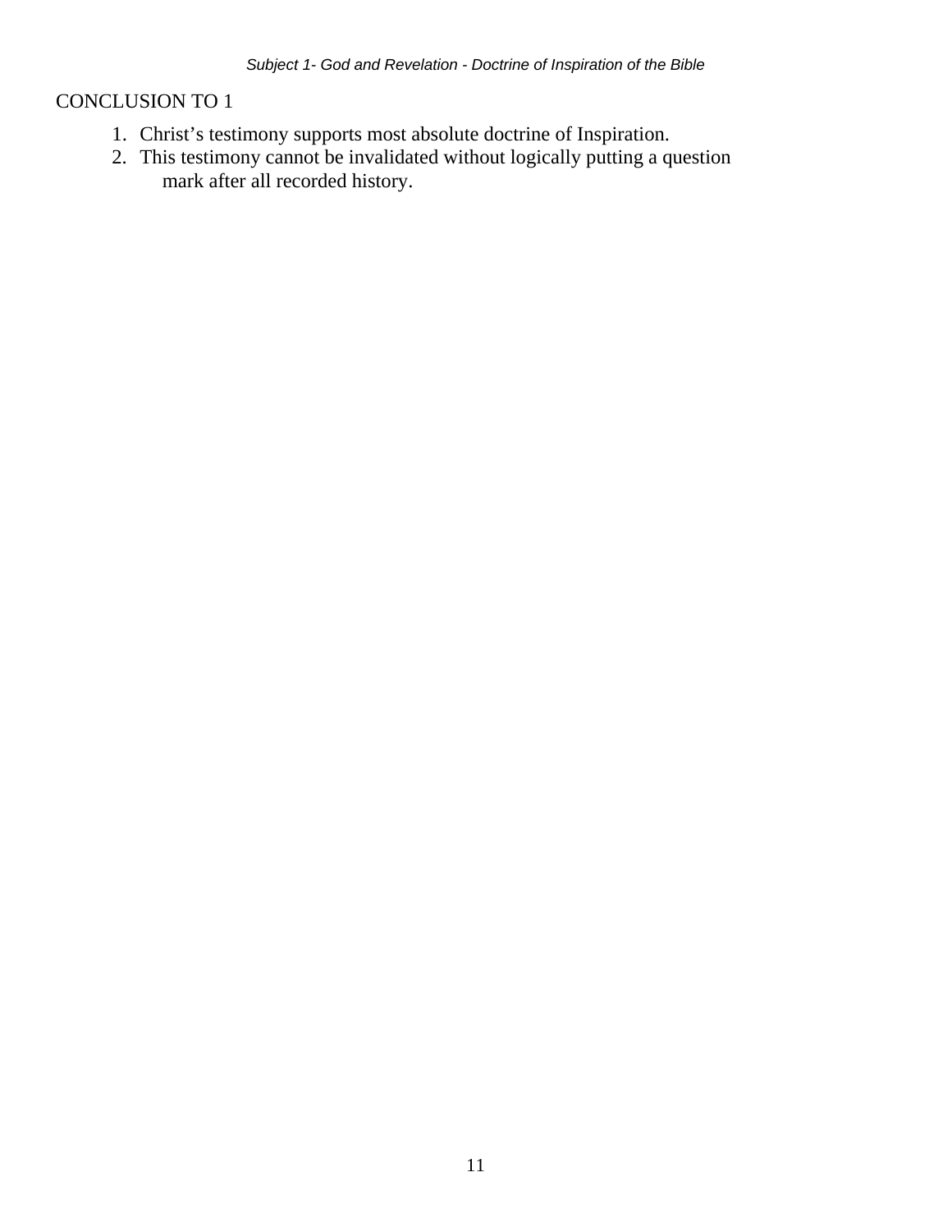CONCLUSION TO 1

1. Christ's testimony supports most absolute doctrine of Inspiration.
2. This testimony cannot be invalidated without logically putting a question mark after all recorded history.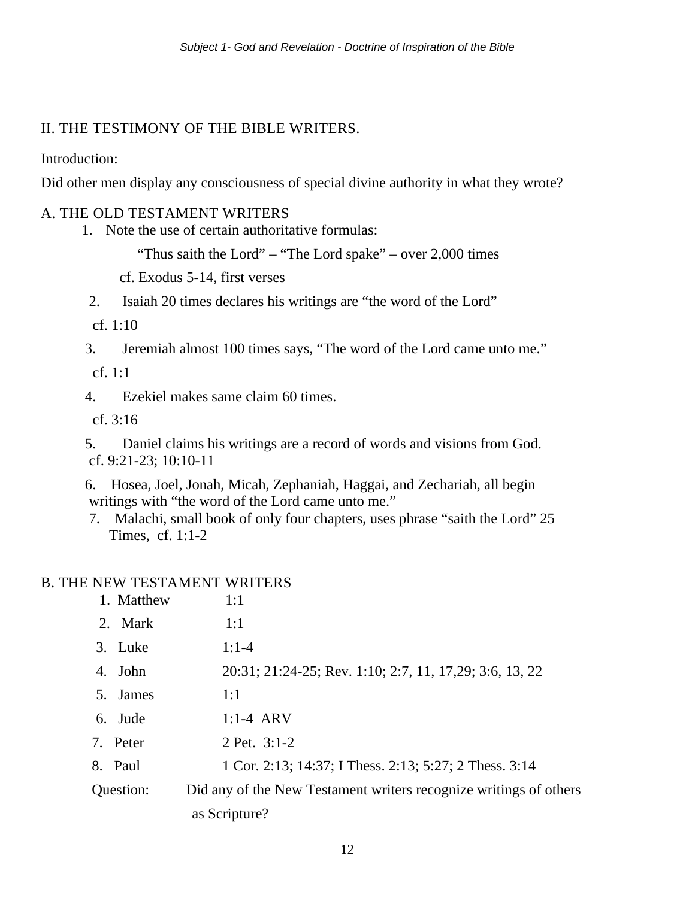## II. THE TESTIMONY OF THE BIBLE WRITERS.

Introduction:

Did other men display any consciousness of special divine authority in what they wrote?

### A. THE OLD TESTAMENT WRITERS

1. Note the use of certain authoritative formulas:

   "Thus saith the Lord" – "The Lord spake" – over 2,000 times

   cf. Exodus 5-14, first verses

2. Isaiah 20 times declares his writings are "the word of the Lord"

   cf. 1:10

3. Jeremiah almost 100 times says, "The word of the Lord came unto me."

   cf. 1:1

4. Ezekiel makes same claim 60 times.

   cf. 3:16

5. Daniel claims his writings are a record of words and visions from God.
   cf. 9:21-23; 10:10-11

6. Hosea, Joel, Jonah, Micah, Zephaniah, Haggai, and Zechariah, all begin writings with "the word of the Lord came unto me."

7. Malachi, small book of only four chapters, uses phrase "saith the Lord" 25 Times, cf. 1:1-2

### B. THE NEW TESTAMENT WRITERS

1. Matthew 1:1
2. Mark 1:1
3. Luke 1:1-4
4. John 20:31; 21:24-25; Rev. 1:10; 2:7, 11, 17,29; 3:6, 13, 22
5. James 1:1
6. Jude 1:1-4 ARV
7. Peter 2 Pet. 3:1-2
8. Paul 1 Cor. 2:13; 14:37; I Thess. 2:13; 5:27; 2 Thess. 3:14

Question: Did any of the New Testament writers recognize writings of others as Scripture?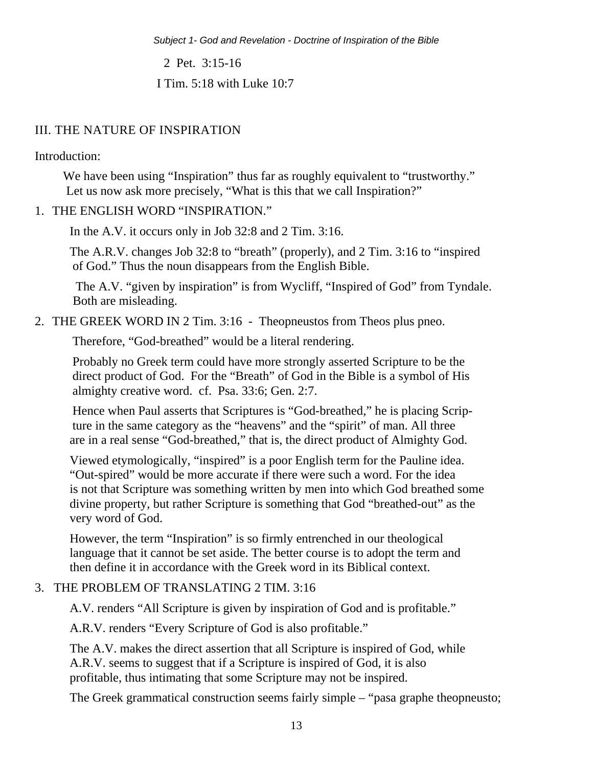2 Pet. 3:15-16

I Tim. 5:18 with Luke 10:7

## III. THE NATURE OF INSPIRATION

Introduction:

We have been using "Inspiration" thus far as roughly equivalent to "trustworthy." Let us now ask more precisely, "What is this that we call Inspiration?"

1. THE ENGLISH WORD "INSPIRATION."

   In the A.V. it occurs only in Job 32:8 and 2 Tim. 3:16.

   The A.R.V. changes Job 32:8 to "breath" (properly), and 2 Tim. 3:16 to "inspired of God." Thus the noun disappears from the English Bible.

   The A.V. "given by inspiration" is from Wycliff, "Inspired of God" from Tyndale. Both are misleading.

2. THE GREEK WORD IN 2 Tim. 3:16 - Theopneustos from Theos plus pneo.

   Therefore, "God-breathed" would be a literal rendering.

   Probably no Greek term could have more strongly asserted Scripture to be the direct product of God. For the "Breath" of God in the Bible is a symbol of His almighty creative word. cf. Psa. 33:6; Gen. 2:7.

   Hence when Paul asserts that Scriptures is "God-breathed," he is placing Scripture in the same category as the "heavens" and the "spirit" of man. All three are in a real sense "God-breathed," that is, the direct product of Almighty God.

   Viewed etymologically, "inspired" is a poor English term for the Pauline idea. "Out-spired" would be more accurate if there were such a word. For the idea is not that Scripture was something written by men into which God breathed some divine property, but rather Scripture is something that God "breathed-out" as the very word of God.

   However, the term "Inspiration" is so firmly entrenched in our theological language that it cannot be set aside. The better course is to adopt the term and then define it in accordance with the Greek word in its Biblical context.

3. THE PROBLEM OF TRANSLATING 2 TIM. 3:16

   A.V. renders "All Scripture is given by inspiration of God and is profitable."

   A.R.V. renders "Every Scripture of God is also profitable."

   The A.V. makes the direct assertion that all Scripture is inspired of God, while A.R.V. seems to suggest that if a Scripture is inspired of God, it is also profitable, thus intimating that some Scripture may not be inspired.

   The Greek grammatical construction seems fairly simple – "pasa graphe theopneusto;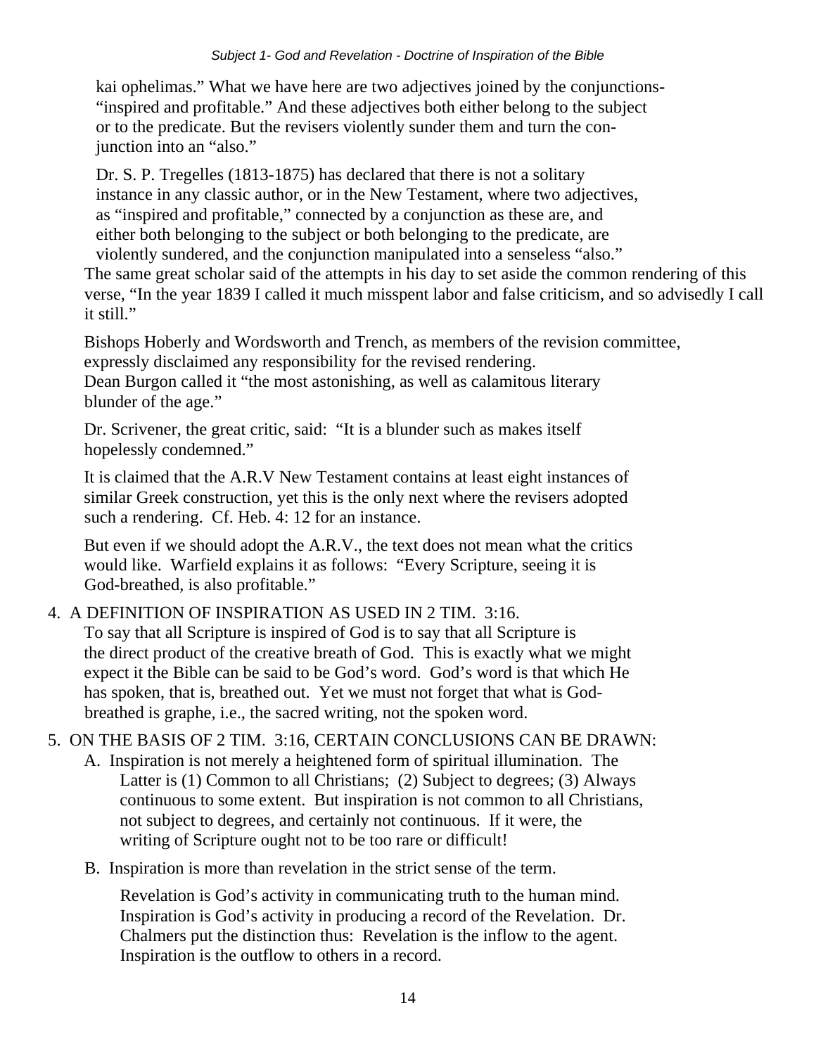kai ophelimas." What we have here are two adjectives joined by the conjunctions- "inspired and profitable." And these adjectives both either belong to the subject or to the predicate. But the revisers violently sunder them and turn the conjunction into an "also."

Dr. S. P. Tregelles (1813-1875) has declared that there is not a solitary instance in any classic author, or in the New Testament, where two adjectives, as "inspired and profitable," connected by a conjunction as these are, and either both belonging to the subject or both belonging to the predicate, are violently sundered, and the conjunction manipulated into a senseless "also."

The same great scholar said of the attempts in his day to set aside the common rendering of this verse, "In the year 1839 I called it much misspent labor and false criticism, and so advisedly I call it still."

Bishops Hoberly and Wordsworth and Trench, as members of the revision committee, expressly disclaimed any responsibility for the revised rendering.
Dean Burgon called it "the most astonishing, as well as calamitous literary blunder of the age."

Dr. Scrivener, the great critic, said: "It is a blunder such as makes itself hopelessly condemned."

It is claimed that the A.R.V New Testament contains at least eight instances of similar Greek construction, yet this is the only next where the revisers adopted such a rendering. Cf. Heb. 4: 12 for an instance.

But even if we should adopt the A.R.V., the text does not mean what the critics would like. Warfield explains it as follows: "Every Scripture, seeing it is God-breathed, is also profitable."

4. A DEFINITION OF INSPIRATION AS USED IN 2 TIM. 3:16.
   To say that all Scripture is inspired of God is to say that all Scripture is the direct product of the creative breath of God. This is exactly what we might expect it the Bible can be said to be God's word. God's word is that which He has spoken, that is, breathed out. Yet we must not forget that what is God-breathed is graphe, i.e., the sacred writing, not the spoken word.

5. ON THE BASIS OF 2 TIM. 3:16, CERTAIN CONCLUSIONS CAN BE DRAWN:
   A. Inspiration is not merely a heightened form of spiritual illumination. The Latter is (1) Common to all Christians; (2) Subject to degrees; (3) Always continuous to some extent. But inspiration is not common to all Christians, not subject to degrees, and certainly not continuous. If it were, the writing of Scripture ought not to be too rare or difficult!

   B. Inspiration is more than revelation in the strict sense of the term.

      Revelation is God's activity in communicating truth to the human mind. Inspiration is God's activity in producing a record of the Revelation. Dr. Chalmers put the distinction thus: Revelation is the inflow to the agent. Inspiration is the outflow to others in a record.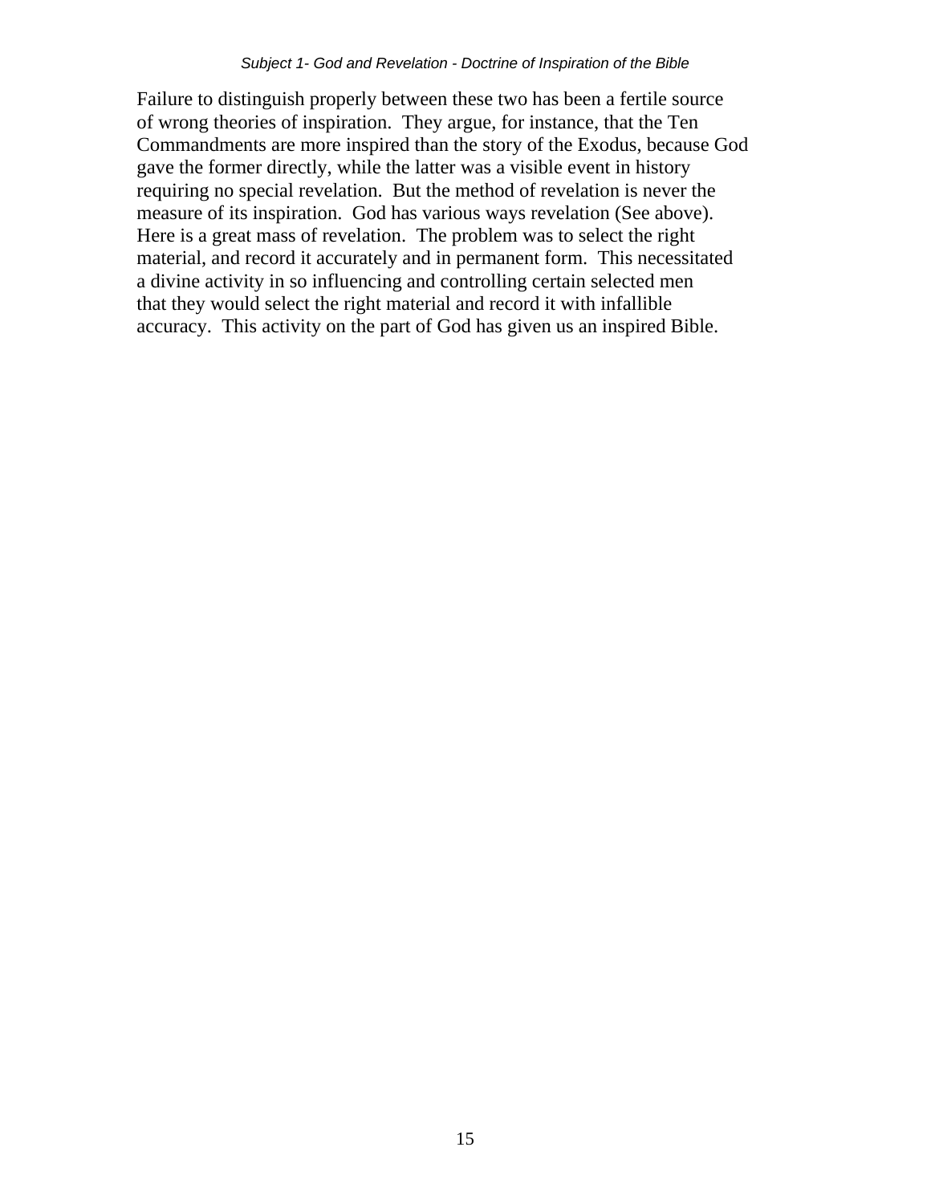Failure to distinguish properly between these two has been a fertile source of wrong theories of inspiration. They argue, for instance, that the Ten Commandments are more inspired than the story of the Exodus, because God gave the former directly, while the latter was a visible event in history requiring no special revelation. But the method of revelation is never the measure of its inspiration. God has various ways revelation (See above). Here is a great mass of revelation. The problem was to select the right material, and record it accurately and in permanent form. This necessitated a divine activity in so influencing and controlling certain selected men that they would select the right material and record it with infallible accuracy. This activity on the part of God has given us an inspired Bible.